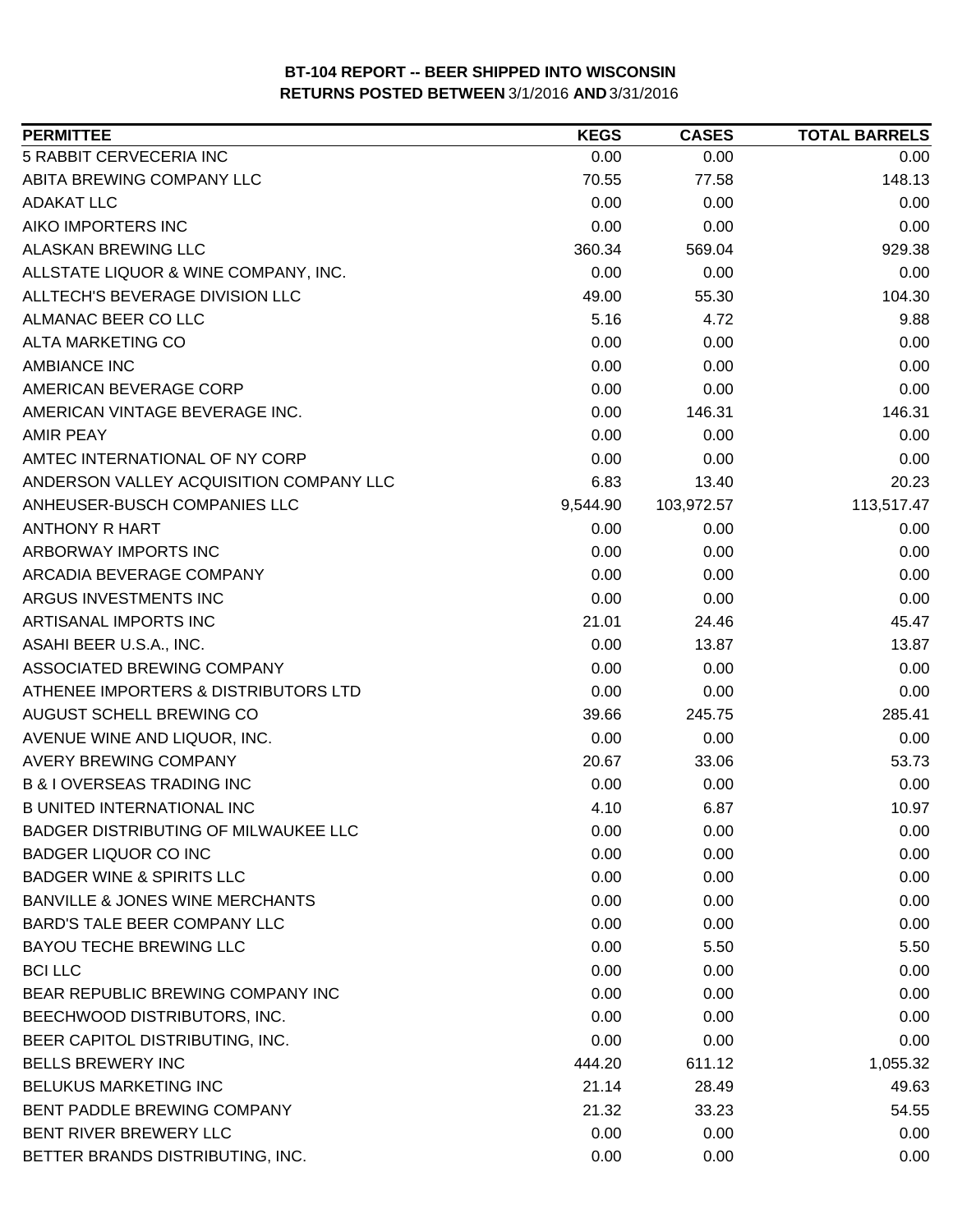# BT-104 REPORT -- BEER SHIPPED INTO WISCONSIN

**RETURNS POSTED BETWEEN** 3/1/2016 **AND** 3/31/2016

| PERMITTEE | KEGS | CASES | TOTAL BARRELS |
|---|---|---|---|
| 5 RABBIT CERVECERIA INC | 0.00 | 0.00 | 0.00 |
| ABITA BREWING COMPANY LLC | 70.55 | 77.58 | 148.13 |
| ADAKAT LLC | 0.00 | 0.00 | 0.00 |
| AIKO IMPORTERS INC | 0.00 | 0.00 | 0.00 |
| ALASKAN BREWING LLC | 360.34 | 569.04 | 929.38 |
| ALLSTATE LIQUOR & WINE COMPANY, INC. | 0.00 | 0.00 | 0.00 |
| ALLTECH'S BEVERAGE DIVISION LLC | 49.00 | 55.30 | 104.30 |
| ALMANAC BEER CO LLC | 5.16 | 4.72 | 9.88 |
| ALTA MARKETING CO | 0.00 | 0.00 | 0.00 |
| AMBIANCE INC | 0.00 | 0.00 | 0.00 |
| AMERICAN BEVERAGE CORP | 0.00 | 0.00 | 0.00 |
| AMERICAN VINTAGE BEVERAGE INC. | 0.00 | 146.31 | 146.31 |
| AMIR PEAY | 0.00 | 0.00 | 0.00 |
| AMTEC INTERNATIONAL OF NY CORP | 0.00 | 0.00 | 0.00 |
| ANDERSON VALLEY ACQUISITION COMPANY LLC | 6.83 | 13.40 | 20.23 |
| ANHEUSER-BUSCH COMPANIES LLC | 9,544.90 | 103,972.57 | 113,517.47 |
| ANTHONY R HART | 0.00 | 0.00 | 0.00 |
| ARBORWAY IMPORTS INC | 0.00 | 0.00 | 0.00 |
| ARCADIA BEVERAGE COMPANY | 0.00 | 0.00 | 0.00 |
| ARGUS INVESTMENTS INC | 0.00 | 0.00 | 0.00 |
| ARTISANAL IMPORTS INC | 21.01 | 24.46 | 45.47 |
| ASAHI BEER U.S.A., INC. | 0.00 | 13.87 | 13.87 |
| ASSOCIATED BREWING COMPANY | 0.00 | 0.00 | 0.00 |
| ATHENEE IMPORTERS & DISTRIBUTORS LTD | 0.00 | 0.00 | 0.00 |
| AUGUST SCHELL BREWING CO | 39.66 | 245.75 | 285.41 |
| AVENUE WINE AND LIQUOR, INC. | 0.00 | 0.00 | 0.00 |
| AVERY BREWING COMPANY | 20.67 | 33.06 | 53.73 |
| B & I OVERSEAS TRADING INC | 0.00 | 0.00 | 0.00 |
| B UNITED INTERNATIONAL INC | 4.10 | 6.87 | 10.97 |
| BADGER DISTRIBUTING OF MILWAUKEE LLC | 0.00 | 0.00 | 0.00 |
| BADGER LIQUOR CO INC | 0.00 | 0.00 | 0.00 |
| BADGER WINE & SPIRITS LLC | 0.00 | 0.00 | 0.00 |
| BANVILLE & JONES WINE MERCHANTS | 0.00 | 0.00 | 0.00 |
| BARD'S TALE BEER COMPANY LLC | 0.00 | 0.00 | 0.00 |
| BAYOU TECHE BREWING LLC | 0.00 | 5.50 | 5.50 |
| BCI LLC | 0.00 | 0.00 | 0.00 |
| BEAR REPUBLIC BREWING COMPANY INC | 0.00 | 0.00 | 0.00 |
| BEECHWOOD DISTRIBUTORS, INC. | 0.00 | 0.00 | 0.00 |
| BEER CAPITOL DISTRIBUTING, INC. | 0.00 | 0.00 | 0.00 |
| BELLS BREWERY INC | 444.20 | 611.12 | 1,055.32 |
| BELUKUS MARKETING INC | 21.14 | 28.49 | 49.63 |
| BENT PADDLE BREWING COMPANY | 21.32 | 33.23 | 54.55 |
| BENT RIVER BREWERY LLC | 0.00 | 0.00 | 0.00 |
| BETTER BRANDS DISTRIBUTING, INC. | 0.00 | 0.00 | 0.00 |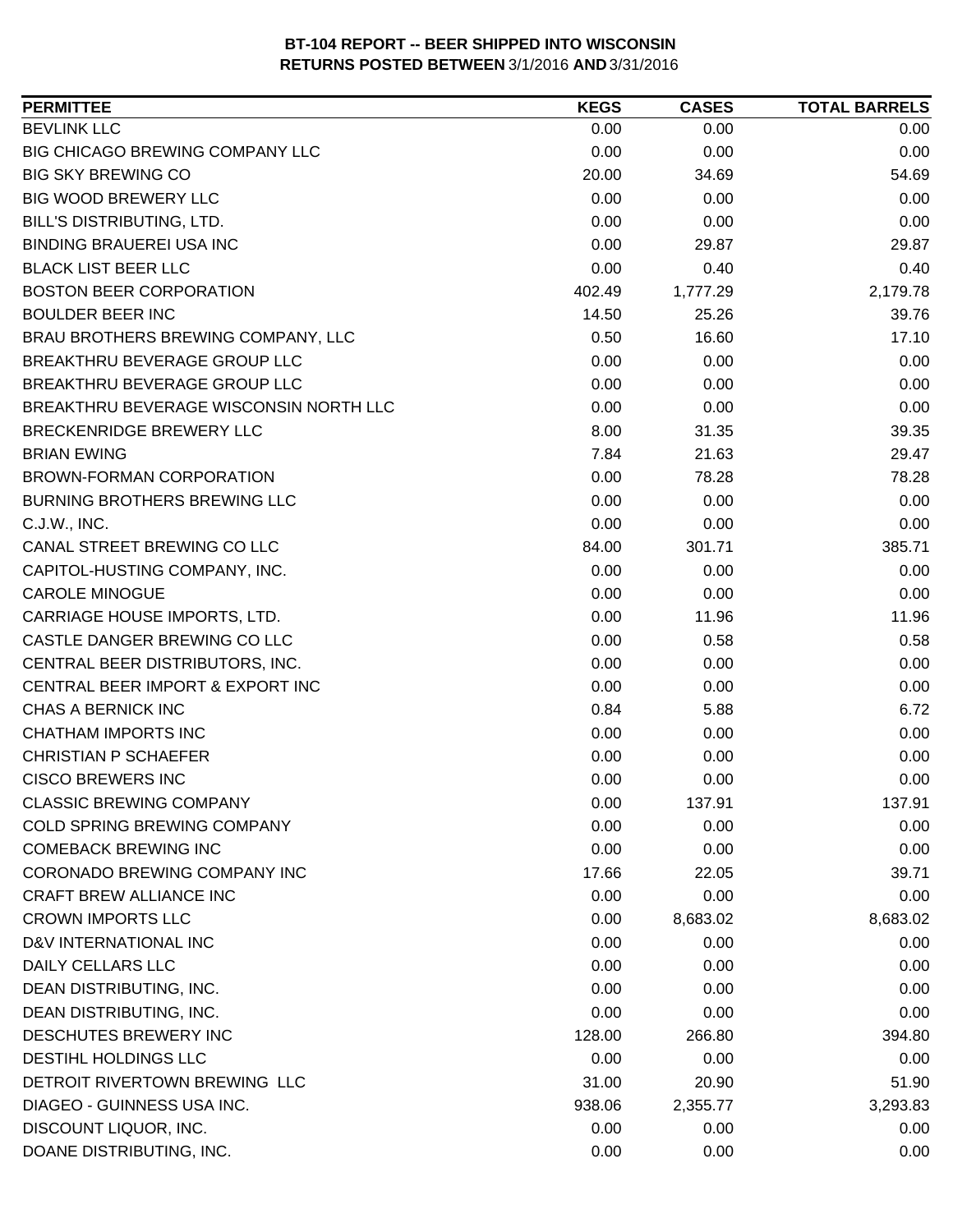**BT-104 REPORT -- BEER SHIPPED INTO WISCONSIN**
**RETURNS POSTED BETWEEN 3/1/2016 AND 3/31/2016**

| PERMITTEE | KEGS | CASES | TOTAL BARRELS |
|---|---|---|---|
| BEVLINK LLC | 0.00 | 0.00 | 0.00 |
| BIG CHICAGO BREWING COMPANY LLC | 0.00 | 0.00 | 0.00 |
| BIG SKY BREWING CO | 20.00 | 34.69 | 54.69 |
| BIG WOOD BREWERY LLC | 0.00 | 0.00 | 0.00 |
| BILL'S DISTRIBUTING, LTD. | 0.00 | 0.00 | 0.00 |
| BINDING BRAUEREI USA INC | 0.00 | 29.87 | 29.87 |
| BLACK LIST BEER LLC | 0.00 | 0.40 | 0.40 |
| BOSTON BEER CORPORATION | 402.49 | 1,777.29 | 2,179.78 |
| BOULDER BEER INC | 14.50 | 25.26 | 39.76 |
| BRAU BROTHERS BREWING COMPANY, LLC | 0.50 | 16.60 | 17.10 |
| BREAKTHRU BEVERAGE GROUP LLC | 0.00 | 0.00 | 0.00 |
| BREAKTHRU BEVERAGE GROUP LLC | 0.00 | 0.00 | 0.00 |
| BREAKTHRU BEVERAGE WISCONSIN NORTH LLC | 0.00 | 0.00 | 0.00 |
| BRECKENRIDGE BREWERY LLC | 8.00 | 31.35 | 39.35 |
| BRIAN EWING | 7.84 | 21.63 | 29.47 |
| BROWN-FORMAN CORPORATION | 0.00 | 78.28 | 78.28 |
| BURNING BROTHERS BREWING LLC | 0.00 | 0.00 | 0.00 |
| C.J.W., INC. | 0.00 | 0.00 | 0.00 |
| CANAL STREET BREWING CO LLC | 84.00 | 301.71 | 385.71 |
| CAPITOL-HUSTING COMPANY, INC. | 0.00 | 0.00 | 0.00 |
| CAROLE MINOGUE | 0.00 | 0.00 | 0.00 |
| CARRIAGE HOUSE IMPORTS, LTD. | 0.00 | 11.96 | 11.96 |
| CASTLE DANGER BREWING CO LLC | 0.00 | 0.58 | 0.58 |
| CENTRAL BEER DISTRIBUTORS, INC. | 0.00 | 0.00 | 0.00 |
| CENTRAL BEER IMPORT & EXPORT INC | 0.00 | 0.00 | 0.00 |
| CHAS A BERNICK INC | 0.84 | 5.88 | 6.72 |
| CHATHAM IMPORTS INC | 0.00 | 0.00 | 0.00 |
| CHRISTIAN P SCHAEFER | 0.00 | 0.00 | 0.00 |
| CISCO BREWERS INC | 0.00 | 0.00 | 0.00 |
| CLASSIC BREWING COMPANY | 0.00 | 137.91 | 137.91 |
| COLD SPRING BREWING COMPANY | 0.00 | 0.00 | 0.00 |
| COMEBACK BREWING INC | 0.00 | 0.00 | 0.00 |
| CORONADO BREWING COMPANY INC | 17.66 | 22.05 | 39.71 |
| CRAFT BREW ALLIANCE INC | 0.00 | 0.00 | 0.00 |
| CROWN IMPORTS LLC | 0.00 | 8,683.02 | 8,683.02 |
| D&V INTERNATIONAL INC | 0.00 | 0.00 | 0.00 |
| DAILY CELLARS LLC | 0.00 | 0.00 | 0.00 |
| DEAN DISTRIBUTING, INC. | 0.00 | 0.00 | 0.00 |
| DEAN DISTRIBUTING, INC. | 0.00 | 0.00 | 0.00 |
| DESCHUTES BREWERY INC | 128.00 | 266.80 | 394.80 |
| DESTIHL HOLDINGS LLC | 0.00 | 0.00 | 0.00 |
| DETROIT RIVERTOWN BREWING LLC | 31.00 | 20.90 | 51.90 |
| DIAGEO - GUINNESS USA INC. | 938.06 | 2,355.77 | 3,293.83 |
| DISCOUNT LIQUOR, INC. | 0.00 | 0.00 | 0.00 |
| DOANE DISTRIBUTING, INC. | 0.00 | 0.00 | 0.00 |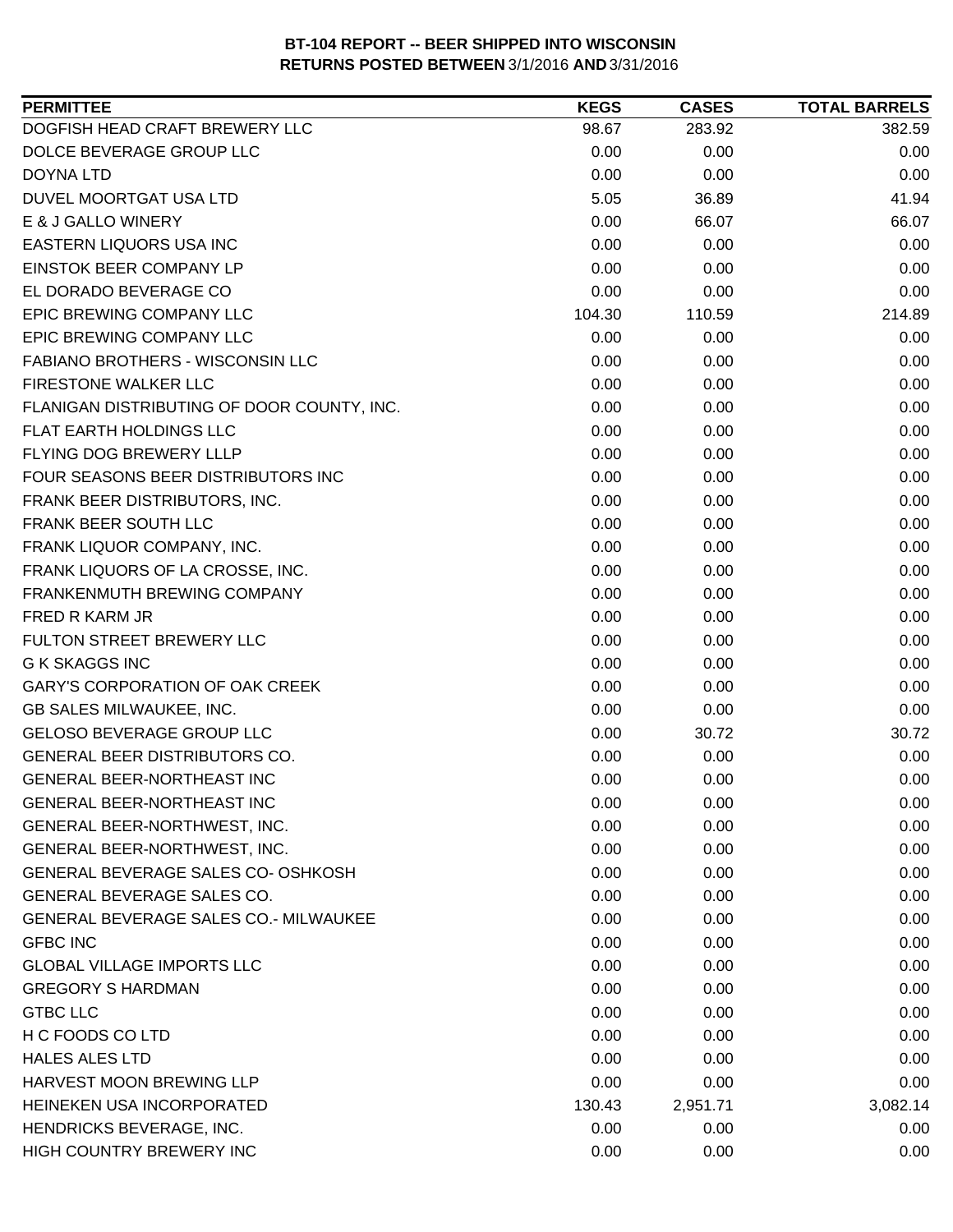**BT-104 REPORT -- BEER SHIPPED INTO WISCONSIN**
**RETURNS POSTED BETWEEN** 3/1/2016 **AND** 3/31/2016

| PERMITTEE | KEGS | CASES | TOTAL BARRELS |
|---|---|---|---|
| DOGFISH HEAD CRAFT BREWERY LLC | 98.67 | 283.92 | 382.59 |
| DOLCE BEVERAGE GROUP LLC | 0.00 | 0.00 | 0.00 |
| DOYNA LTD | 0.00 | 0.00 | 0.00 |
| DUVEL MOORTGAT USA LTD | 5.05 | 36.89 | 41.94 |
| E & J GALLO WINERY | 0.00 | 66.07 | 66.07 |
| EASTERN LIQUORS USA INC | 0.00 | 0.00 | 0.00 |
| EINSTOK BEER COMPANY LP | 0.00 | 0.00 | 0.00 |
| EL DORADO BEVERAGE CO | 0.00 | 0.00 | 0.00 |
| EPIC BREWING COMPANY LLC | 104.30 | 110.59 | 214.89 |
| EPIC BREWING COMPANY LLC | 0.00 | 0.00 | 0.00 |
| FABIANO BROTHERS - WISCONSIN LLC | 0.00 | 0.00 | 0.00 |
| FIRESTONE WALKER LLC | 0.00 | 0.00 | 0.00 |
| FLANIGAN DISTRIBUTING OF DOOR COUNTY, INC. | 0.00 | 0.00 | 0.00 |
| FLAT EARTH HOLDINGS LLC | 0.00 | 0.00 | 0.00 |
| FLYING DOG BREWERY LLLP | 0.00 | 0.00 | 0.00 |
| FOUR SEASONS BEER DISTRIBUTORS INC | 0.00 | 0.00 | 0.00 |
| FRANK BEER DISTRIBUTORS, INC. | 0.00 | 0.00 | 0.00 |
| FRANK BEER SOUTH LLC | 0.00 | 0.00 | 0.00 |
| FRANK LIQUOR COMPANY, INC. | 0.00 | 0.00 | 0.00 |
| FRANK LIQUORS OF LA CROSSE, INC. | 0.00 | 0.00 | 0.00 |
| FRANKENMUTH BREWING COMPANY | 0.00 | 0.00 | 0.00 |
| FRED R KARM JR | 0.00 | 0.00 | 0.00 |
| FULTON STREET BREWERY LLC | 0.00 | 0.00 | 0.00 |
| G K SKAGGS INC | 0.00 | 0.00 | 0.00 |
| GARY'S CORPORATION OF OAK CREEK | 0.00 | 0.00 | 0.00 |
| GB SALES MILWAUKEE, INC. | 0.00 | 0.00 | 0.00 |
| GELOSO BEVERAGE GROUP LLC | 0.00 | 30.72 | 30.72 |
| GENERAL BEER DISTRIBUTORS CO. | 0.00 | 0.00 | 0.00 |
| GENERAL BEER-NORTHEAST INC | 0.00 | 0.00 | 0.00 |
| GENERAL BEER-NORTHEAST INC | 0.00 | 0.00 | 0.00 |
| GENERAL BEER-NORTHWEST, INC. | 0.00 | 0.00 | 0.00 |
| GENERAL BEER-NORTHWEST, INC. | 0.00 | 0.00 | 0.00 |
| GENERAL BEVERAGE SALES CO- OSHKOSH | 0.00 | 0.00 | 0.00 |
| GENERAL BEVERAGE SALES CO. | 0.00 | 0.00 | 0.00 |
| GENERAL BEVERAGE SALES CO.- MILWAUKEE | 0.00 | 0.00 | 0.00 |
| GFBC INC | 0.00 | 0.00 | 0.00 |
| GLOBAL VILLAGE IMPORTS LLC | 0.00 | 0.00 | 0.00 |
| GREGORY S HARDMAN | 0.00 | 0.00 | 0.00 |
| GTBC LLC | 0.00 | 0.00 | 0.00 |
| H C FOODS CO LTD | 0.00 | 0.00 | 0.00 |
| HALES ALES LTD | 0.00 | 0.00 | 0.00 |
| HARVEST MOON BREWING LLP | 0.00 | 0.00 | 0.00 |
| HEINEKEN USA INCORPORATED | 130.43 | 2,951.71 | 3,082.14 |
| HENDRICKS BEVERAGE, INC. | 0.00 | 0.00 | 0.00 |
| HIGH COUNTRY BREWERY INC | 0.00 | 0.00 | 0.00 |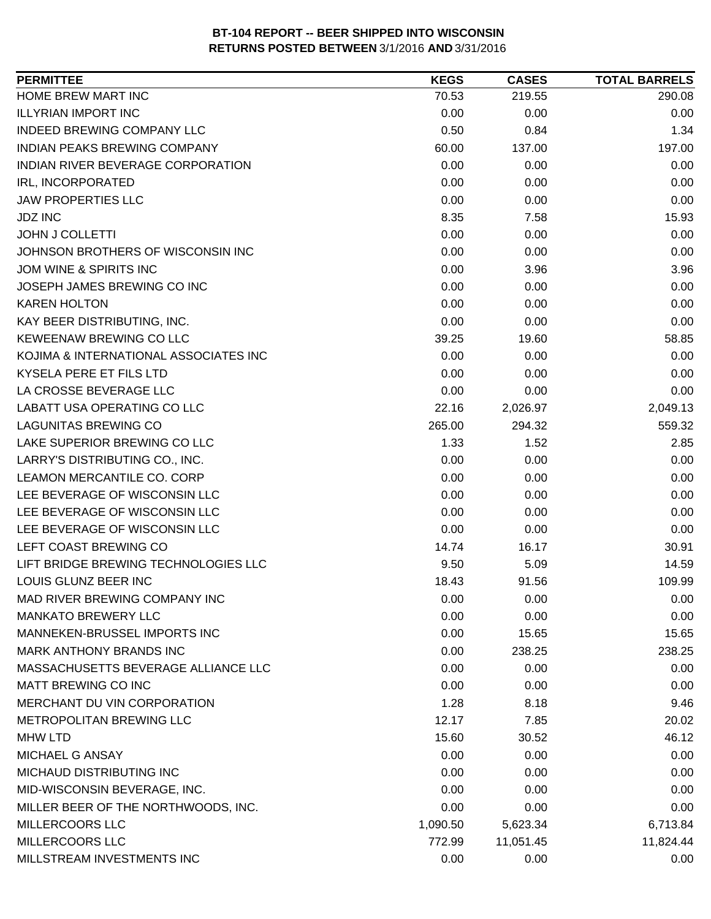**BT-104 REPORT -- BEER SHIPPED INTO WISCONSIN**
**RETURNS POSTED BETWEEN 3/1/2016 AND 3/31/2016**

| PERMITTEE | KEGS | CASES | TOTAL BARRELS |
|---|---|---|---|
| HOME BREW MART INC | 70.53 | 219.55 | 290.08 |
| ILLYRIAN IMPORT INC | 0.00 | 0.00 | 0.00 |
| INDEED BREWING COMPANY LLC | 0.50 | 0.84 | 1.34 |
| INDIAN PEAKS BREWING COMPANY | 60.00 | 137.00 | 197.00 |
| INDIAN RIVER BEVERAGE CORPORATION | 0.00 | 0.00 | 0.00 |
| IRL, INCORPORATED | 0.00 | 0.00 | 0.00 |
| JAW PROPERTIES LLC | 0.00 | 0.00 | 0.00 |
| JDZ INC | 8.35 | 7.58 | 15.93 |
| JOHN J COLLETTI | 0.00 | 0.00 | 0.00 |
| JOHNSON BROTHERS OF WISCONSIN INC | 0.00 | 0.00 | 0.00 |
| JOM WINE & SPIRITS INC | 0.00 | 3.96 | 3.96 |
| JOSEPH JAMES BREWING CO INC | 0.00 | 0.00 | 0.00 |
| KAREN HOLTON | 0.00 | 0.00 | 0.00 |
| KAY BEER DISTRIBUTING, INC. | 0.00 | 0.00 | 0.00 |
| KEWEENAW BREWING CO LLC | 39.25 | 19.60 | 58.85 |
| KOJIMA & INTERNATIONAL ASSOCIATES INC | 0.00 | 0.00 | 0.00 |
| KYSELA PERE ET FILS LTD | 0.00 | 0.00 | 0.00 |
| LA CROSSE BEVERAGE LLC | 0.00 | 0.00 | 0.00 |
| LABATT USA OPERATING CO LLC | 22.16 | 2,026.97 | 2,049.13 |
| LAGUNITAS BREWING CO | 265.00 | 294.32 | 559.32 |
| LAKE SUPERIOR BREWING CO LLC | 1.33 | 1.52 | 2.85 |
| LARRY'S DISTRIBUTING CO., INC. | 0.00 | 0.00 | 0.00 |
| LEAMON MERCANTILE CO. CORP | 0.00 | 0.00 | 0.00 |
| LEE BEVERAGE OF WISCONSIN LLC | 0.00 | 0.00 | 0.00 |
| LEE BEVERAGE OF WISCONSIN LLC | 0.00 | 0.00 | 0.00 |
| LEE BEVERAGE OF WISCONSIN LLC | 0.00 | 0.00 | 0.00 |
| LEFT COAST BREWING CO | 14.74 | 16.17 | 30.91 |
| LIFT BRIDGE BREWING TECHNOLOGIES LLC | 9.50 | 5.09 | 14.59 |
| LOUIS GLUNZ BEER INC | 18.43 | 91.56 | 109.99 |
| MAD RIVER BREWING COMPANY INC | 0.00 | 0.00 | 0.00 |
| MANKATO BREWERY LLC | 0.00 | 0.00 | 0.00 |
| MANNEKEN-BRUSSEL IMPORTS INC | 0.00 | 15.65 | 15.65 |
| MARK ANTHONY BRANDS INC | 0.00 | 238.25 | 238.25 |
| MASSACHUSETTS BEVERAGE ALLIANCE LLC | 0.00 | 0.00 | 0.00 |
| MATT BREWING CO INC | 0.00 | 0.00 | 0.00 |
| MERCHANT DU VIN CORPORATION | 1.28 | 8.18 | 9.46 |
| METROPOLITAN BREWING LLC | 12.17 | 7.85 | 20.02 |
| MHW LTD | 15.60 | 30.52 | 46.12 |
| MICHAEL G ANSAY | 0.00 | 0.00 | 0.00 |
| MICHAUD DISTRIBUTING INC | 0.00 | 0.00 | 0.00 |
| MID-WISCONSIN BEVERAGE, INC. | 0.00 | 0.00 | 0.00 |
| MILLER BEER OF THE NORTHWOODS, INC. | 0.00 | 0.00 | 0.00 |
| MILLERCOORS LLC | 1,090.50 | 5,623.34 | 6,713.84 |
| MILLERCOORS LLC | 772.99 | 11,051.45 | 11,824.44 |
| MILLSTREAM INVESTMENTS INC | 0.00 | 0.00 | 0.00 |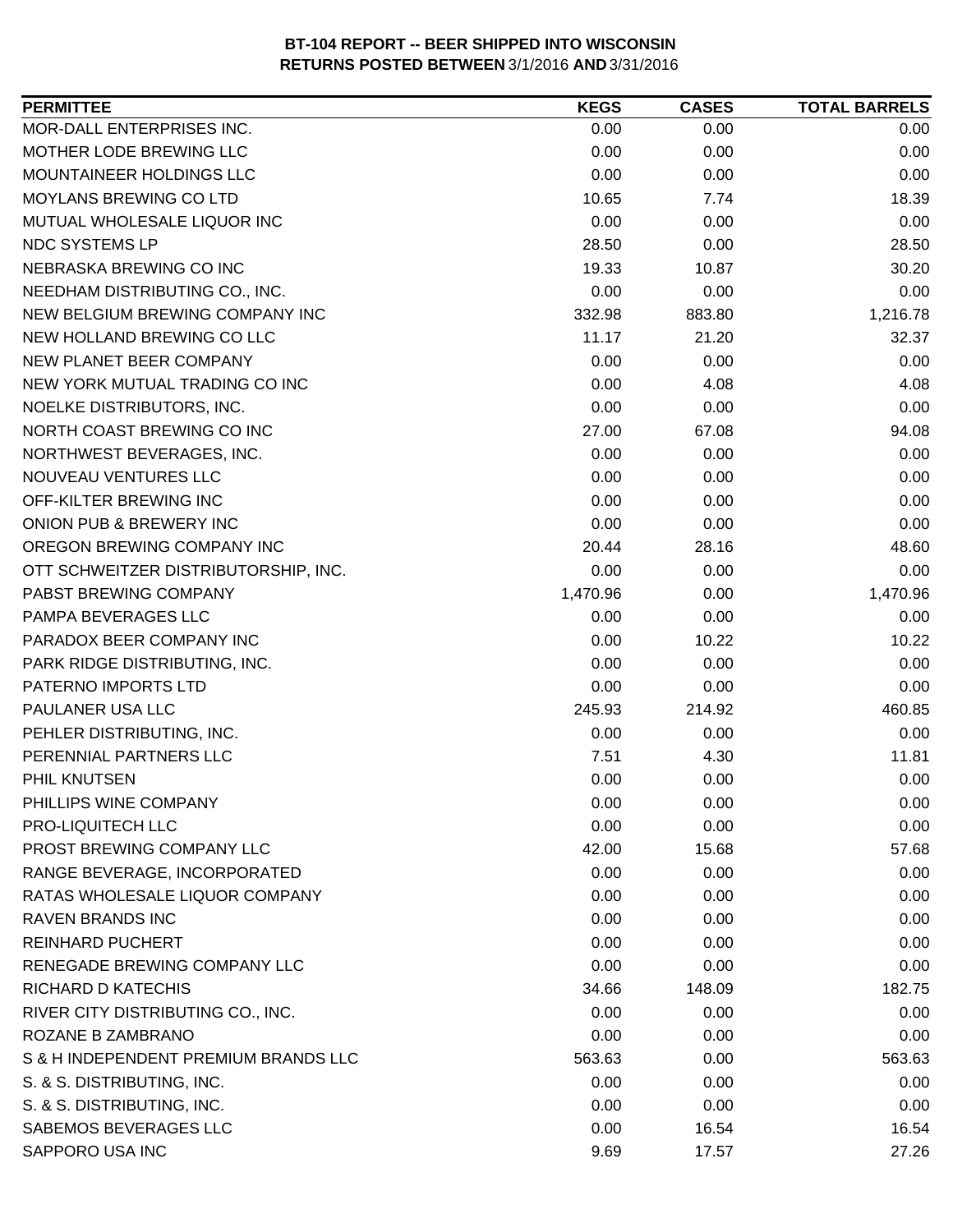**BT-104 REPORT -- BEER SHIPPED INTO WISCONSIN**
**RETURNS POSTED BETWEEN** 3/1/2016 **AND** 3/31/2016

| PERMITTEE | KEGS | CASES | TOTAL BARRELS |
|---|---|---|---|
| MOR-DALL ENTERPRISES INC. | 0.00 | 0.00 | 0.00 |
| MOTHER LODE BREWING LLC | 0.00 | 0.00 | 0.00 |
| MOUNTAINEER HOLDINGS LLC | 0.00 | 0.00 | 0.00 |
| MOYLANS BREWING CO LTD | 10.65 | 7.74 | 18.39 |
| MUTUAL WHOLESALE LIQUOR INC | 0.00 | 0.00 | 0.00 |
| NDC SYSTEMS LP | 28.50 | 0.00 | 28.50 |
| NEBRASKA BREWING CO INC | 19.33 | 10.87 | 30.20 |
| NEEDHAM DISTRIBUTING CO., INC. | 0.00 | 0.00 | 0.00 |
| NEW BELGIUM BREWING COMPANY INC | 332.98 | 883.80 | 1,216.78 |
| NEW HOLLAND BREWING CO LLC | 11.17 | 21.20 | 32.37 |
| NEW PLANET BEER COMPANY | 0.00 | 0.00 | 0.00 |
| NEW YORK MUTUAL TRADING CO INC | 0.00 | 4.08 | 4.08 |
| NOELKE DISTRIBUTORS, INC. | 0.00 | 0.00 | 0.00 |
| NORTH COAST BREWING CO INC | 27.00 | 67.08 | 94.08 |
| NORTHWEST BEVERAGES, INC. | 0.00 | 0.00 | 0.00 |
| NOUVEAU VENTURES LLC | 0.00 | 0.00 | 0.00 |
| OFF-KILTER BREWING INC | 0.00 | 0.00 | 0.00 |
| ONION PUB & BREWERY INC | 0.00 | 0.00 | 0.00 |
| OREGON BREWING COMPANY INC | 20.44 | 28.16 | 48.60 |
| OTT SCHWEITZER DISTRIBUTORSHIP, INC. | 0.00 | 0.00 | 0.00 |
| PABST BREWING COMPANY | 1,470.96 | 0.00 | 1,470.96 |
| PAMPA BEVERAGES LLC | 0.00 | 0.00 | 0.00 |
| PARADOX BEER COMPANY INC | 0.00 | 10.22 | 10.22 |
| PARK RIDGE DISTRIBUTING, INC. | 0.00 | 0.00 | 0.00 |
| PATERNO IMPORTS LTD | 0.00 | 0.00 | 0.00 |
| PAULANER USA LLC | 245.93 | 214.92 | 460.85 |
| PEHLER DISTRIBUTING, INC. | 0.00 | 0.00 | 0.00 |
| PERENNIAL PARTNERS LLC | 7.51 | 4.30 | 11.81 |
| PHIL KNUTSEN | 0.00 | 0.00 | 0.00 |
| PHILLIPS WINE COMPANY | 0.00 | 0.00 | 0.00 |
| PRO-LIQUITECH LLC | 0.00 | 0.00 | 0.00 |
| PROST BREWING COMPANY LLC | 42.00 | 15.68 | 57.68 |
| RANGE BEVERAGE, INCORPORATED | 0.00 | 0.00 | 0.00 |
| RATAS WHOLESALE LIQUOR COMPANY | 0.00 | 0.00 | 0.00 |
| RAVEN BRANDS INC | 0.00 | 0.00 | 0.00 |
| REINHARD PUCHERT | 0.00 | 0.00 | 0.00 |
| RENEGADE BREWING COMPANY LLC | 0.00 | 0.00 | 0.00 |
| RICHARD D KATECHIS | 34.66 | 148.09 | 182.75 |
| RIVER CITY DISTRIBUTING CO., INC. | 0.00 | 0.00 | 0.00 |
| ROZANE B ZAMBRANO | 0.00 | 0.00 | 0.00 |
| S & H INDEPENDENT PREMIUM BRANDS LLC | 563.63 | 0.00 | 563.63 |
| S. & S. DISTRIBUTING, INC. | 0.00 | 0.00 | 0.00 |
| S. & S. DISTRIBUTING, INC. | 0.00 | 0.00 | 0.00 |
| SABEMOS BEVERAGES LLC | 0.00 | 16.54 | 16.54 |
| SAPPORO USA INC | 9.69 | 17.57 | 27.26 |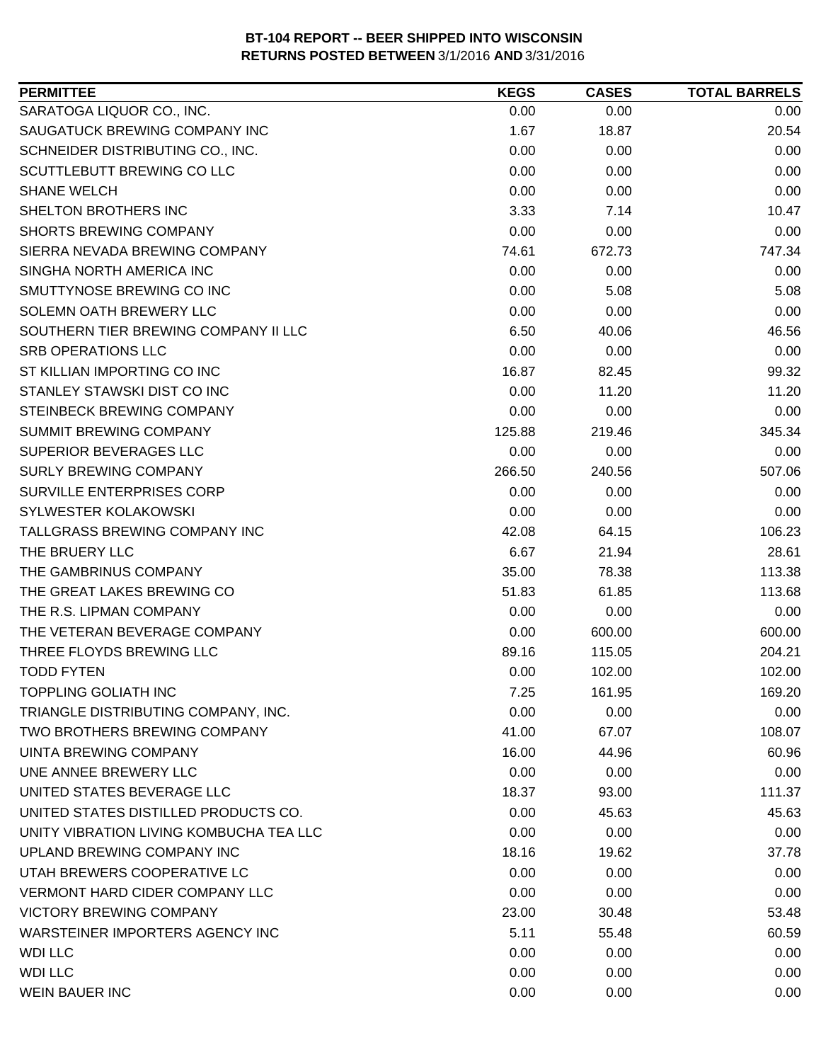**BT-104 REPORT -- BEER SHIPPED INTO WISCONSIN**
**RETURNS POSTED BETWEEN 3/1/2016 AND 3/31/2016**

| PERMITTEE | KEGS | CASES | TOTAL BARRELS |
|---|---|---|---|
| SARATOGA LIQUOR CO., INC. | 0.00 | 0.00 | 0.00 |
| SAUGATUCK BREWING COMPANY INC | 1.67 | 18.87 | 20.54 |
| SCHNEIDER DISTRIBUTING CO., INC. | 0.00 | 0.00 | 0.00 |
| SCUTTLEBUTT BREWING CO LLC | 0.00 | 0.00 | 0.00 |
| SHANE WELCH | 0.00 | 0.00 | 0.00 |
| SHELTON BROTHERS INC | 3.33 | 7.14 | 10.47 |
| SHORTS BREWING COMPANY | 0.00 | 0.00 | 0.00 |
| SIERRA NEVADA BREWING COMPANY | 74.61 | 672.73 | 747.34 |
| SINGHA NORTH AMERICA INC | 0.00 | 0.00 | 0.00 |
| SMUTTYNOSE BREWING CO INC | 0.00 | 5.08 | 5.08 |
| SOLEMN OATH BREWERY LLC | 0.00 | 0.00 | 0.00 |
| SOUTHERN TIER BREWING COMPANY II LLC | 6.50 | 40.06 | 46.56 |
| SRB OPERATIONS LLC | 0.00 | 0.00 | 0.00 |
| ST KILLIAN IMPORTING CO INC | 16.87 | 82.45 | 99.32 |
| STANLEY STAWSKI DIST CO INC | 0.00 | 11.20 | 11.20 |
| STEINBECK BREWING COMPANY | 0.00 | 0.00 | 0.00 |
| SUMMIT BREWING COMPANY | 125.88 | 219.46 | 345.34 |
| SUPERIOR BEVERAGES LLC | 0.00 | 0.00 | 0.00 |
| SURLY BREWING COMPANY | 266.50 | 240.56 | 507.06 |
| SURVILLE ENTERPRISES CORP | 0.00 | 0.00 | 0.00 |
| SYLWESTER KOLAKOWSKI | 0.00 | 0.00 | 0.00 |
| TALLGRASS BREWING COMPANY INC | 42.08 | 64.15 | 106.23 |
| THE BRUERY LLC | 6.67 | 21.94 | 28.61 |
| THE GAMBRINUS COMPANY | 35.00 | 78.38 | 113.38 |
| THE GREAT LAKES BREWING CO | 51.83 | 61.85 | 113.68 |
| THE R.S. LIPMAN COMPANY | 0.00 | 0.00 | 0.00 |
| THE VETERAN BEVERAGE COMPANY | 0.00 | 600.00 | 600.00 |
| THREE FLOYDS BREWING LLC | 89.16 | 115.05 | 204.21 |
| TODD FYTEN | 0.00 | 102.00 | 102.00 |
| TOPPLING GOLIATH INC | 7.25 | 161.95 | 169.20 |
| TRIANGLE DISTRIBUTING COMPANY, INC. | 0.00 | 0.00 | 0.00 |
| TWO BROTHERS BREWING COMPANY | 41.00 | 67.07 | 108.07 |
| UINTA BREWING COMPANY | 16.00 | 44.96 | 60.96 |
| UNE ANNEE BREWERY LLC | 0.00 | 0.00 | 0.00 |
| UNITED STATES BEVERAGE LLC | 18.37 | 93.00 | 111.37 |
| UNITED STATES DISTILLED PRODUCTS CO. | 0.00 | 45.63 | 45.63 |
| UNITY VIBRATION LIVING KOMBUCHA TEA LLC | 0.00 | 0.00 | 0.00 |
| UPLAND BREWING COMPANY INC | 18.16 | 19.62 | 37.78 |
| UTAH BREWERS COOPERATIVE LC | 0.00 | 0.00 | 0.00 |
| VERMONT HARD CIDER COMPANY LLC | 0.00 | 0.00 | 0.00 |
| VICTORY BREWING COMPANY | 23.00 | 30.48 | 53.48 |
| WARSTEINER IMPORTERS AGENCY INC | 5.11 | 55.48 | 60.59 |
| WDI LLC | 0.00 | 0.00 | 0.00 |
| WDI LLC | 0.00 | 0.00 | 0.00 |
| WEIN BAUER INC | 0.00 | 0.00 | 0.00 |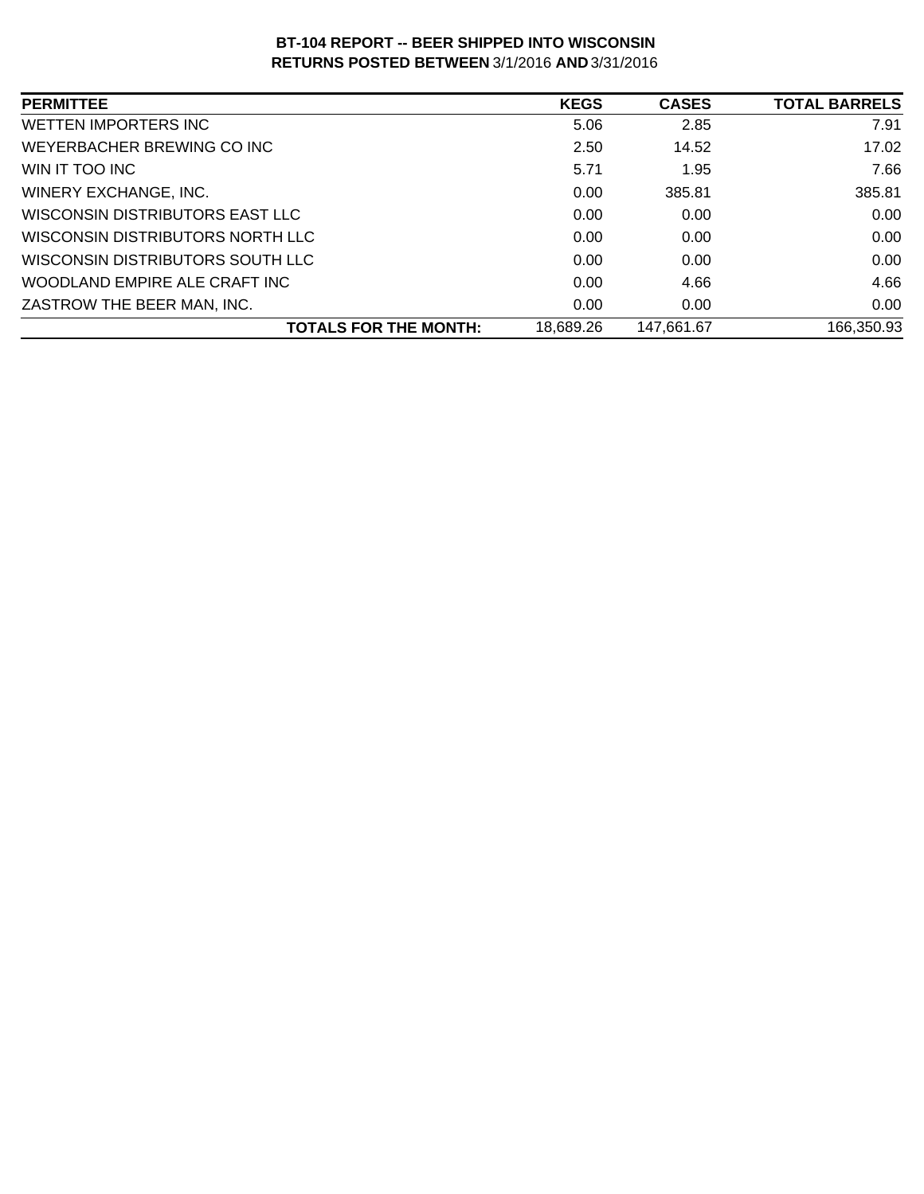**BT-104 REPORT -- BEER SHIPPED INTO WISCONSIN**
**RETURNS POSTED BETWEEN** 3/1/2016 **AND** 3/31/2016

| PERMITTEE | KEGS | CASES | TOTAL BARRELS |
|---|---|---|---|
| WETTEN IMPORTERS INC | 5.06 | 2.85 | 7.91 |
| WEYERBACHER BREWING CO INC | 2.50 | 14.52 | 17.02 |
| WIN IT TOO INC | 5.71 | 1.95 | 7.66 |
| WINERY EXCHANGE, INC. | 0.00 | 385.81 | 385.81 |
| WISCONSIN DISTRIBUTORS EAST LLC | 0.00 | 0.00 | 0.00 |
| WISCONSIN DISTRIBUTORS NORTH LLC | 0.00 | 0.00 | 0.00 |
| WISCONSIN DISTRIBUTORS SOUTH LLC | 0.00 | 0.00 | 0.00 |
| WOODLAND EMPIRE ALE CRAFT INC | 0.00 | 4.66 | 4.66 |
| ZASTROW THE BEER MAN, INC. | 0.00 | 0.00 | 0.00 |
| **TOTALS FOR THE MONTH:** | 18,689.26 | 147,661.67 | 166,350.93 |